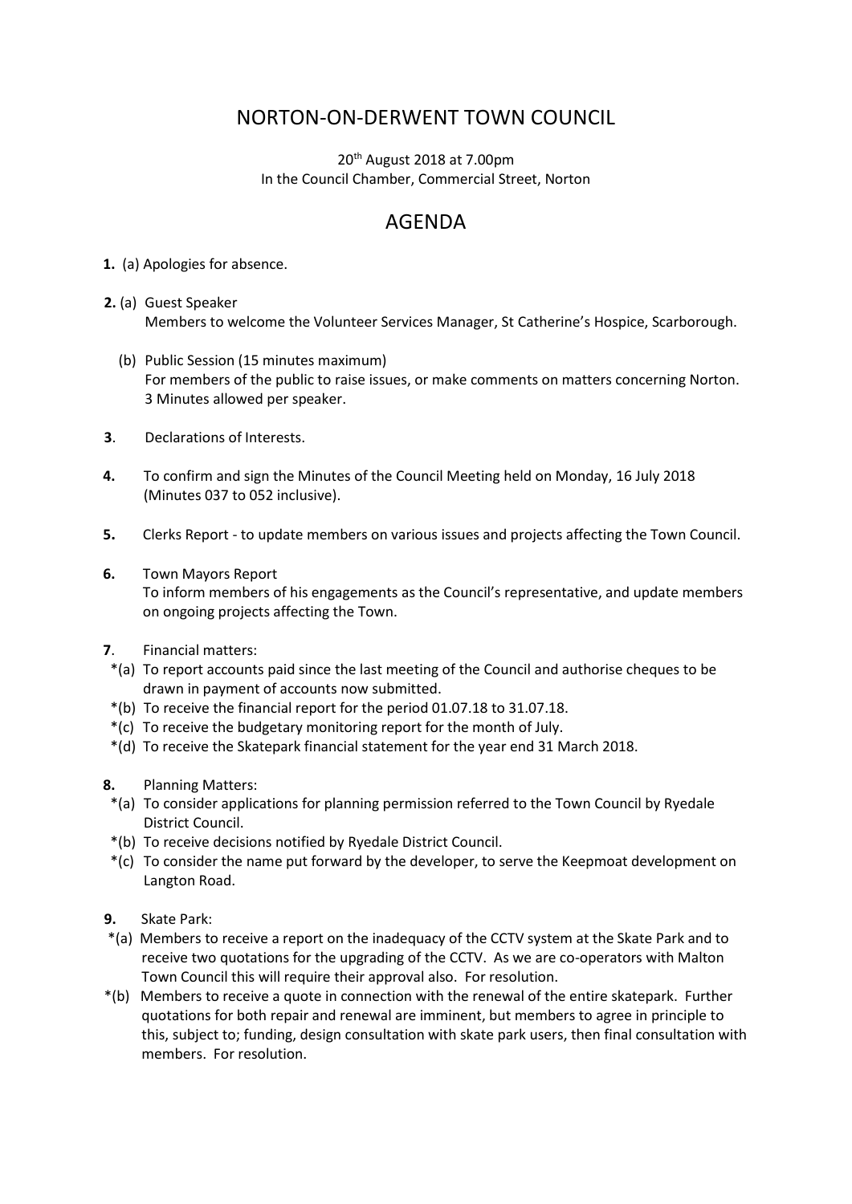# NORTON-ON-DERWENT TOWN COUNCIL

20th August 2018 at 7.00pm
In the Council Chamber, Commercial Street, Norton

## AGENDA

**1.** (a) Apologies for absence.

**2.** (a) Guest Speaker
Members to welcome the Volunteer Services Manager, St Catherine's Hospice, Scarborough.

(b) Public Session (15 minutes maximum)
For members of the public to raise issues, or make comments on matters concerning Norton. 3 Minutes allowed per speaker.

**3**. Declarations of Interests.

**4.** To confirm and sign the Minutes of the Council Meeting held on Monday, 16 July 2018 (Minutes 037 to 052 inclusive).

**5.** Clerks Report - to update members on various issues and projects affecting the Town Council.

**6.** Town Mayors Report
To inform members of his engagements as the Council's representative, and update members on ongoing projects affecting the Town.

**7**. Financial matters:

*(a) To report accounts paid since the last meeting of the Council and authorise cheques to be drawn in payment of accounts now submitted.

*(b) To receive the financial report for the period 01.07.18 to 31.07.18.

*(c) To receive the budgetary monitoring report for the month of July.

*(d) To receive the Skatepark financial statement for the year end 31 March 2018.

**8.** Planning Matters:

*(a) To consider applications for planning permission referred to the Town Council by Ryedale District Council.

*(b) To receive decisions notified by Ryedale District Council.

*(c) To consider the name put forward by the developer, to serve the Keepmoat development on Langton Road.

**9.** Skate Park:

*(a) Members to receive a report on the inadequacy of the CCTV system at the Skate Park and to receive two quotations for the upgrading of the CCTV. As we are co-operators with Malton Town Council this will require their approval also. For resolution.

*(b) Members to receive a quote in connection with the renewal of the entire skatepark. Further quotations for both repair and renewal are imminent, but members to agree in principle to this, subject to; funding, design consultation with skate park users, then final consultation with members. For resolution.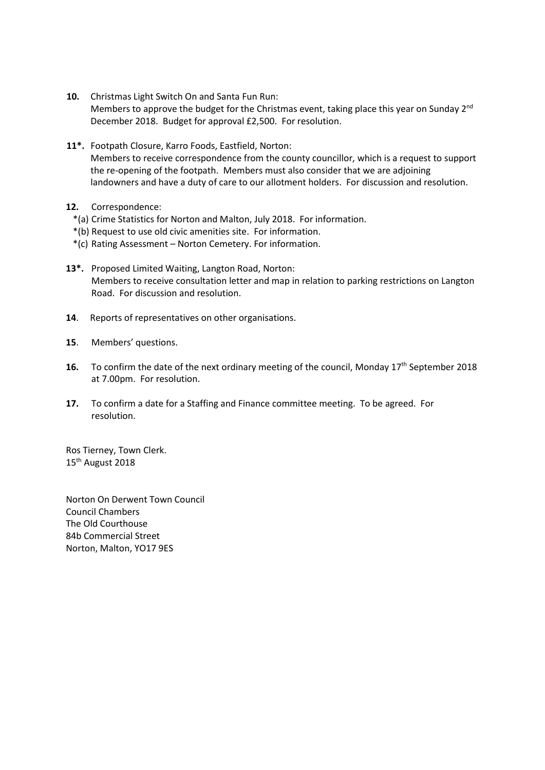**10.** Christmas Light Switch On and Santa Fun Run:
Members to approve the budget for the Christmas event, taking place this year on Sunday 2nd December 2018. Budget for approval £2,500. For resolution.

**11*.** Footpath Closure, Karro Foods, Eastfield, Norton:
Members to receive correspondence from the county councillor, which is a request to support the re-opening of the footpath. Members must also consider that we are adjoining landowners and have a duty of care to our allotment holders. For discussion and resolution.

**12.** Correspondence:
*(a) Crime Statistics for Norton and Malton, July 2018. For information.
*(b) Request to use old civic amenities site. For information.
*(c) Rating Assessment – Norton Cemetery. For information.

**13*.** Proposed Limited Waiting, Langton Road, Norton:
Members to receive consultation letter and map in relation to parking restrictions on Langton Road. For discussion and resolution.

**14**. Reports of representatives on other organisations.

**15**. Members' questions.

**16.** To confirm the date of the next ordinary meeting of the council, Monday 17th September 2018 at 7.00pm. For resolution.

**17.** To confirm a date for a Staffing and Finance committee meeting. To be agreed. For resolution.

Ros Tierney, Town Clerk.
15th August 2018

Norton On Derwent Town Council
Council Chambers
The Old Courthouse
84b Commercial Street
Norton, Malton, YO17 9ES